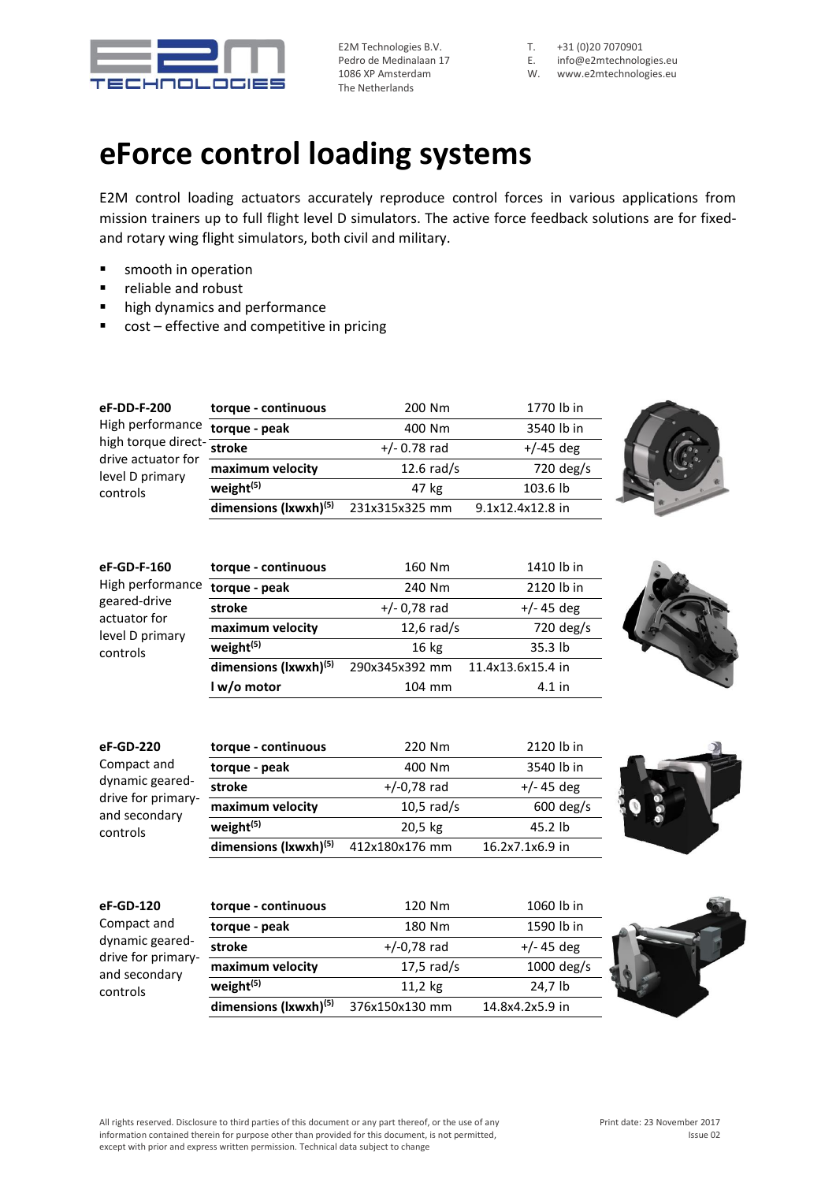E2M Technologies B.V.
Pedro de Medinalaan 17
1086 XP Amsterdam
The Netherlands

T. +31 (0)20 7070901
E. info@e2mtechnologies.eu
W. www.e2mtechnologies.eu

# eForce control loading systems

E2M control loading actuators accurately reproduce control forces in various applications from mission trainers up to full flight level D simulators. The active force feedback solutions are for fixed- and rotary wing flight simulators, both civil and military.

- smooth in operation
- reliable and robust
- high dynamics and performance
- cost – effective and competitive in pricing

**eF-DD-F-200**
High performance high torque direct-drive actuator for level D primary controls

| | | |
|---|---|---|
| **torque - continuous** | 200 Nm | 1770 lb in |
| **torque - peak** | 400 Nm | 3540 lb in |
| **stroke** | +/- 0.78 rad | +/-45 deg |
| **maximum velocity** | 12.6 rad/s | 720 deg/s |
| **weight[5]** | 47 kg | 103.6 lb |
| **dimensions (lxwxh)[5]** | 231x315x325 mm | 9.1x12.4x12.8 in |

**eF-GD-F-160**
High performance geared-drive actuator for level D primary controls

| | | |
|---|---|---|
| **torque - continuous** | 160 Nm | 1410 lb in |
| **torque - peak** | 240 Nm | 2120 lb in |
| **stroke** | +/- 0,78 rad | +/- 45 deg |
| **maximum velocity** | 12,6 rad/s | 720 deg/s |
| **weight[5]** | 16 kg | 35.3 lb |
| **dimensions (lxwxh)[5]** | 290x345x392 mm | 11.4x13.6x15.4 in |
| **l w/o motor** | 104 mm | 4.1 in |

**eF-GD-220**
Compact and dynamic geared-drive for primary- and secondary controls

| | | |
|---|---|---|
| **torque - continuous** | 220 Nm | 2120 lb in |
| **torque - peak** | 400 Nm | 3540 lb in |
| **stroke** | +/-0,78 rad | +/- 45 deg |
| **maximum velocity** | 10,5 rad/s | 600 deg/s |
| **weight[5]** | 20,5 kg | 45.2 lb |
| **dimensions (lxwxh)[5]** | 412x180x176 mm | 16.2x7.1x6.9 in |

**eF-GD-120**
Compact and dynamic geared-drive for primary- and secondary controls

| | | |
|---|---|---|
| **torque - continuous** | 120 Nm | 1060 lb in |
| **torque - peak** | 180 Nm | 1590 lb in |
| **stroke** | +/-0,78 rad | +/- 45 deg |
| **maximum velocity** | 17,5 rad/s | 1000 deg/s |
| **weight[5]** | 11,2 kg | 24,7 lb |
| **dimensions (lxwxh)[5]** | 376x150x130 mm | 14.8x4.2x5.9 in |

All rights reserved. Disclosure to third parties of this document or any part thereof, or the use of any information contained therein for purpose other than provided for this document, is not permitted, except with prior and express written permission. Technical data subject to change

Print date: 23 November 2017
Issue 02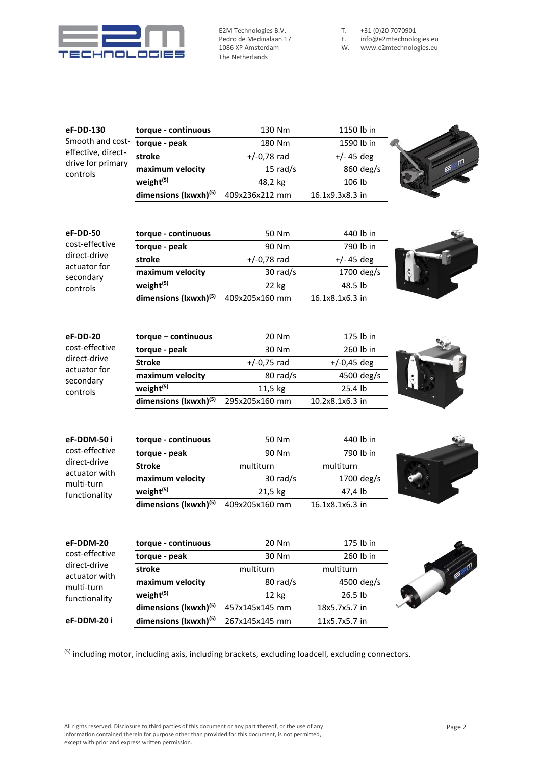E2M Technologies B.V.
Pedro de Medinalaan 17
1086 XP Amsterdam
The Netherlands

T. +31 (0)20 7070901
E. info@e2mtechnologies.eu
W. www.e2mtechnologies.eu

**eF-DD-130**
Smooth and cost-effective, direct-drive for primary controls

| | | |
|---|---|---|
| **torque - continuous** | 130 Nm | 1150 lb in |
| **torque - peak** | 180 Nm | 1590 lb in |
| **stroke** | +/-0,78 rad | +/- 45 deg |
| **maximum velocity** | 15 rad/s | 860 deg/s |
| **weight[(5)]** | 48,2 kg | 106 lb |
| **dimensions (lxwxh)[(5)]** | 409x236x212 mm | 16.1x9.3x8.3 in |

**eF-DD-50**
cost-effective direct-drive actuator for secondary controls

| | | |
|---|---|---|
| **torque - continuous** | 50 Nm | 440 lb in |
| **torque - peak** | 90 Nm | 790 lb in |
| **stroke** | +/-0,78 rad | +/- 45 deg |
| **maximum velocity** | 30 rad/s | 1700 deg/s |
| **weight[(5)]** | 22 kg | 48.5 lb |
| **dimensions (lxwxh)[(5)]** | 409x205x160 mm | 16.1x8.1x6.3 in |

**eF-DD-20**
cost-effective direct-drive actuator for secondary controls

| | | |
|---|---|---|
| **torque – continuous** | 20 Nm | 175 lb in |
| **torque - peak** | 30 Nm | 260 lb in |
| **Stroke** | +/-0,75 rad | +/-0,45 deg |
| **maximum velocity** | 80 rad/s | 4500 deg/s |
| **weight[(5)]** | 11,5 kg | 25.4 lb |
| **dimensions (lxwxh)[(5)]** | 295x205x160 mm | 10.2x8.1x6.3 in |

**eF-DDM-50 i**
cost-effective direct-drive actuator with multi-turn functionality

| | | |
|---|---|---|
| **torque - continuous** | 50 Nm | 440 lb in |
| **torque - peak** | 90 Nm | 790 lb in |
| **Stroke** | multiturn | multiturn |
| **maximum velocity** | 30 rad/s | 1700 deg/s |
| **weight[(5)]** | 21,5 kg | 47,4 lb |
| **dimensions (lxwxh)[(5)]** | 409x205x160 mm | 16.1x8.1x6.3 in |

**eF-DDM-20**
cost-effective direct-drive actuator with multi-turn functionality

**eF-DDM-20 i**

| | | |
|---|---|---|
| **torque - continuous** | 20 Nm | 175 lb in |
| **torque - peak** | 30 Nm | 260 lb in |
| **stroke** | multiturn | multiturn |
| **maximum velocity** | 80 rad/s | 4500 deg/s |
| **weight[(5)]** | 12 kg | 26.5 lb |
| **dimensions (lxwxh)[(5)]** | 457x145x145 mm | 18x5.7x5.7 in |
| **dimensions (lxwxh)[(5)]** (eF-DDM-20 i) | 267x145x145 mm | 11x5.7x5.7 in |

[(5)] including motor, including axis, including brackets, excluding loadcell, excluding connectors.

All rights reserved. Disclosure to third parties of this document or any part thereof, or the use of any information contained therein for purpose other than provided for this document, is not permitted, except with prior and express written permission.